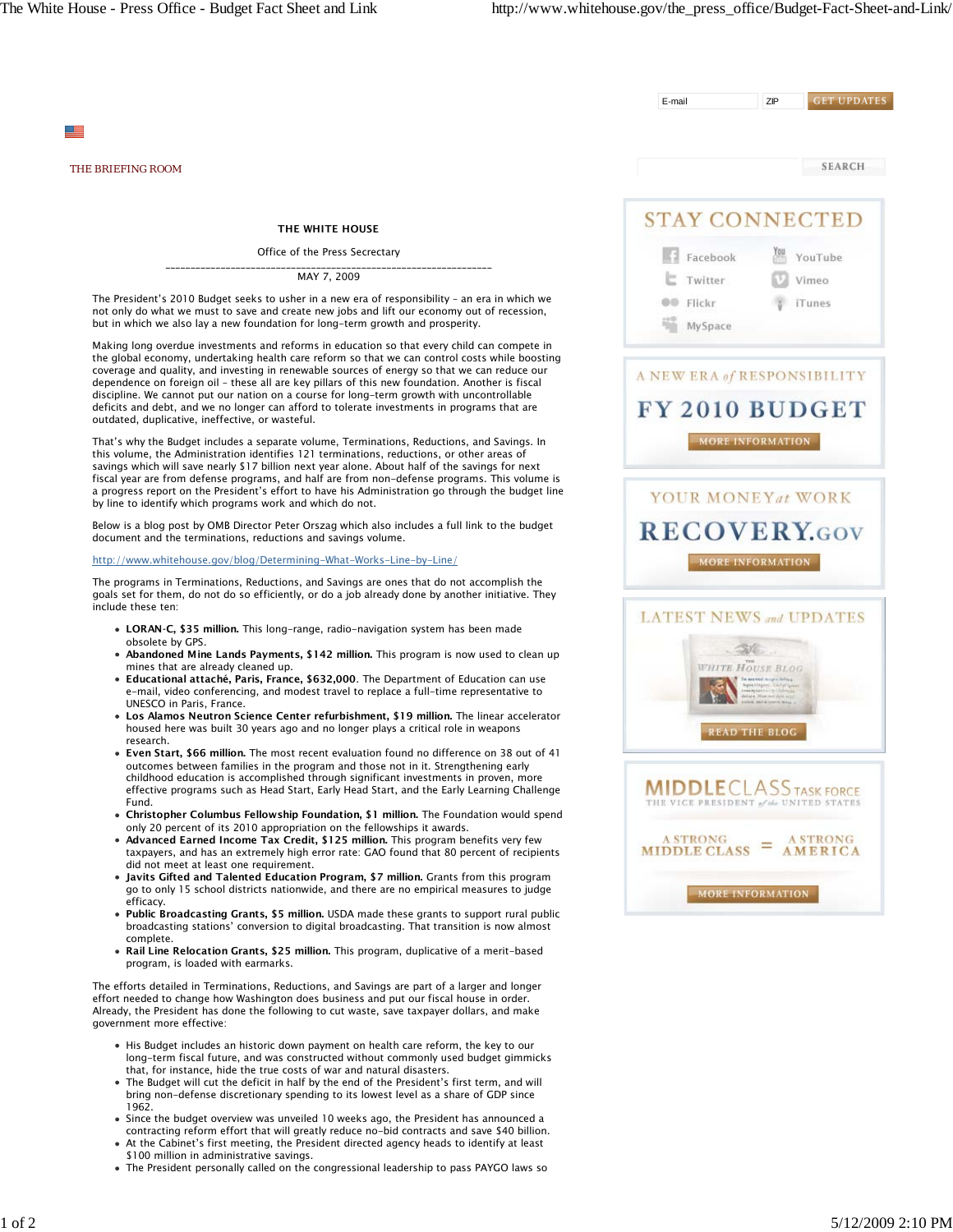THE BRIEFING ROOM

**THE WHITE HOUSE**

Office of the Press Secrectary

---

MAY 7, 2009

The President's 2010 Budget seeks to usher in a new era of responsibility – an era in which we not only do what we must to save and create new jobs and lift our economy out of recession, but in which we also lay a new foundation for long-term growth and prosperity.

Making long overdue investments and reforms in education so that every child can compete in the global economy, undertaking health care reform so that we can control costs while boosting coverage and quality, and investing in renewable sources of energy so that we can reduce our dependence on foreign oil – these all are key pillars of this new foundation. Another is fiscal discipline. We cannot put our nation on a course for long-term growth with uncontrollable deficits and debt, and we no longer can afford to tolerate investments in programs that are outdated, duplicative, ineffective, or wasteful.

That's why the Budget includes a separate volume, Terminations, Reductions, and Savings. In this volume, the Administration identifies 121 terminations, reductions, or other areas of savings which will save nearly $17 billion next year alone. About half of the savings for next fiscal year are from defense programs, and half are from non-defense programs. This volume is a progress report on the President's effort to have his Administration go through the budget line by line to identify which programs work and which do not.

Below is a blog post by OMB Director Peter Orszag which also includes a full link to the budget document and the terminations, reductions and savings volume.

http://www.whitehouse.gov/blog/Determining-What-Works-Line-by-Line/

The programs in Terminations, Reductions, and Savings are ones that do not accomplish the goals set for them, do not do so efficiently, or do a job already done by another initiative. They include these ten:

- **LORAN-C, $35 million.** This long-range, radio-navigation system has been made obsolete by GPS.
- **Abandoned Mine Lands Payments, $142 million.** This program is now used to clean up mines that are already cleaned up.
- **Educational attaché, Paris, France, $632,000.** The Department of Education can use e-mail, video conferencing, and modest travel to replace a full-time representative to UNESCO in Paris, France.
- **Los Alamos Neutron Science Center refurbishment, $19 million.** The linear accelerator housed here was built 30 years ago and no longer plays a critical role in weapons research.
- **Even Start, $66 million.** The most recent evaluation found no difference on 38 out of 41 outcomes between families in the program and those not in it. Strengthening early childhood education is accomplished through significant investments in proven, more effective programs such as Head Start, Early Head Start, and the Early Learning Challenge Fund.
- **Christopher Columbus Fellowship Foundation, $1 million.** The Foundation would spend only 20 percent of its 2010 appropriation on the fellowships it awards.
- **Advanced Earned Income Tax Credit, $125 million.** This program benefits very few taxpayers, and has an extremely high error rate: GAO found that 80 percent of recipients did not meet at least one requirement.
- **Javits Gifted and Talented Education Program, $7 million.** Grants from this program go to only 15 school districts nationwide, and there are no empirical measures to judge efficacy.
- **Public Broadcasting Grants, $5 million.** USDA made these grants to support rural public broadcasting stations' conversion to digital broadcasting. That transition is now almost complete.
- **Rail Line Relocation Grants, $25 million.** This program, duplicative of a merit-based program, is loaded with earmarks.

The efforts detailed in Terminations, Reductions, and Savings are part of a larger and longer effort needed to change how Washington does business and put our fiscal house in order. Already, the President has done the following to cut waste, save taxpayer dollars, and make government more effective:

- His Budget includes an historic down payment on health care reform, the key to our long-term fiscal future, and was constructed without commonly used budget gimmicks that, for instance, hide the true costs of war and natural disasters.
- The Budget will cut the deficit in half by the end of the President's first term, and will bring non-defense discretionary spending to its lowest level as a share of GDP since 1962.
- Since the budget overview was unveiled 10 weeks ago, the President has announced a contracting reform effort that will greatly reduce no-bid contracts and save $40 billion.
- At the Cabinet's first meeting, the President directed agency heads to identify at least $100 million in administrative savings.
- The President personally called on the congressional leadership to pass PAYGO laws so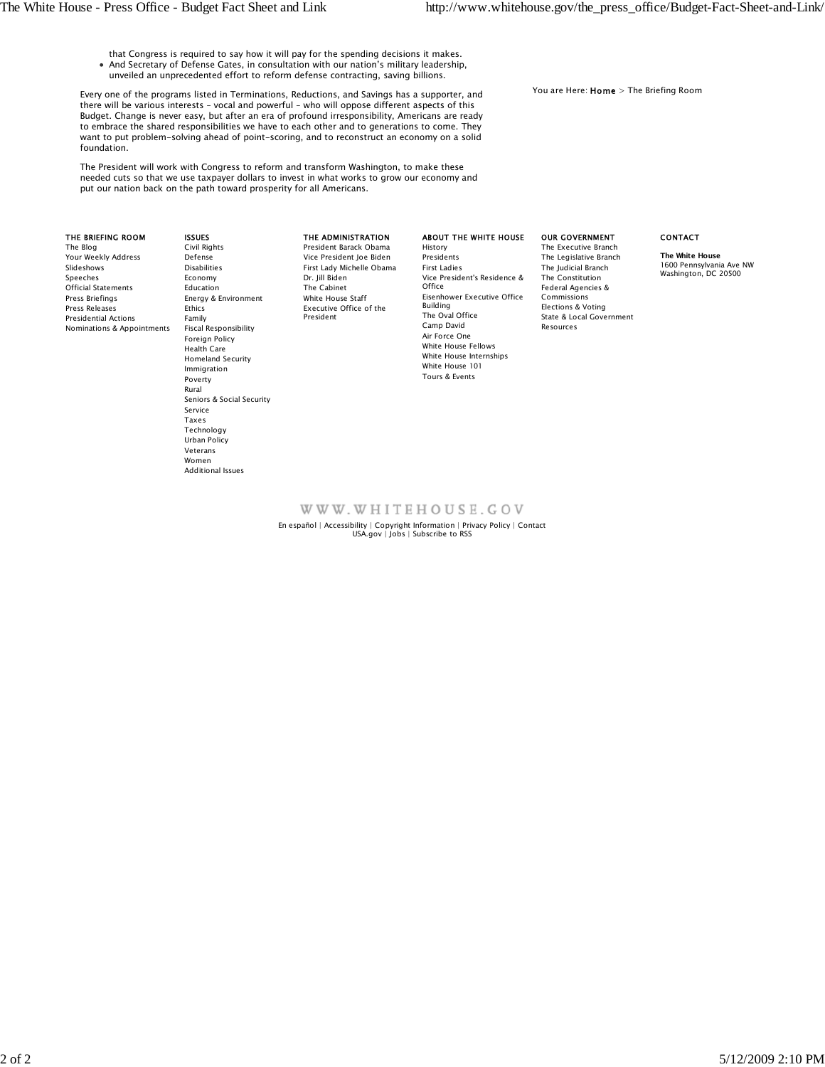that Congress is required to say how it will pay for the spending decisions it makes.

- And Secretary of Defense Gates, in consultation with our nation's military leadership, unveiled an unprecedented effort to reform defense contracting, saving billions.

Every one of the programs listed in Terminations, Reductions, and Savings has a supporter, and there will be various interests – vocal and powerful – who will oppose different aspects of this Budget. Change is never easy, but after an era of profound irresponsibility, Americans are ready to embrace the shared responsibilities we have to each other and to generations to come. They want to put problem-solving ahead of point-scoring, and to reconstruct an economy on a solid foundation.

The President will work with Congress to reform and transform Washington, to make these needed cuts so that we use taxpayer dollars to invest in what works to grow our economy and put our nation back on the path toward prosperity for all Americans.

You are Here: Home > The Briefing Room

**THE BRIEFING ROOM**
The Blog
Your Weekly Address
Slideshows
Speeches
Official Statements
Press Briefings
Press Releases
Presidential Actions
Nominations & Appointments

**ISSUES**
Civil Rights
Defense
Disabilities
Economy
Education
Energy & Environment
Ethics
Family
Fiscal Responsibility
Foreign Policy
Health Care
Homeland Security
Immigration
Poverty
Rural
Seniors & Social Security
Service
Taxes
Technology
Urban Policy
Veterans
Women
Additional Issues

**THE ADMINISTRATION**
President Barack Obama
Vice President Joe Biden
First Lady Michelle Obama
Dr. Jill Biden
The Cabinet
White House Staff
Executive Office of the President

**ABOUT THE WHITE HOUSE**
History
Presidents
First Ladies
Vice President's Residence & Office
Eisenhower Executive Office Building
The Oval Office
Camp David
Air Force One
White House Fellows
White House Internships
White House 101
Tours & Events

**OUR GOVERNMENT**
The Executive Branch
The Legislative Branch
The Judicial Branch
The Constitution
Federal Agencies & Commissions
Elections & Voting
State & Local Government Resources

**CONTACT**

**The White House**
1600 Pennsylvania Ave NW
Washington, DC 20500

WWW.WHITEHOUSE.GOV

En español | Accessibility | Copyright Information | Privacy Policy | Contact
USA.gov | Jobs | Subscribe to RSS